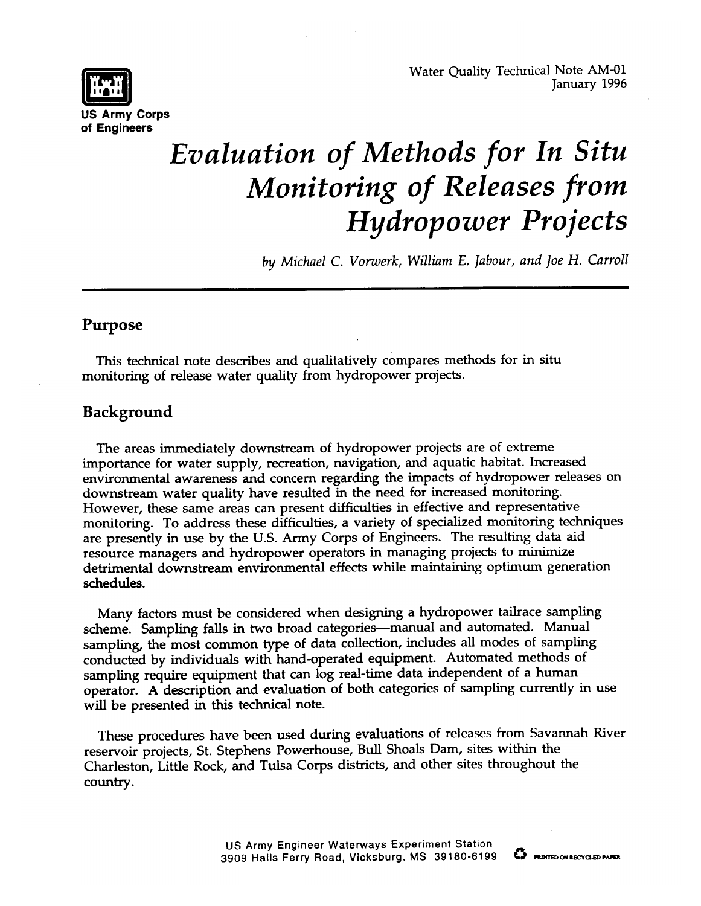US Army Corps of Engineers

Water Quality Technical Note AM-01
January 1996

# *Evaluation of Methods for In Situ Monitoring of Releases from Hydropower Projects*

*by Michael C. Vorwerk, William E. Jabour, and Joe H. Carroll*

## Purpose

This technical note describes and qualitatively compares methods for in situ monitoring of release water quality from hydropower projects.

## Background

The areas immediately downstream of hydropower projects are of extreme importance for water supply, recreation, navigation, and aquatic habitat. Increased environmental awareness and concern regarding the impacts of hydropower releases on downstream water quality have resulted in the need for increased monitoring. However, these same areas can present difficulties in effective and representative monitoring. To address these difficulties, a variety of specialized monitoring techniques are presently in use by the U.S. Army Corps of Engineers. The resulting data aid resource managers and hydropower operators in managing projects to minimize detrimental downstream environmental effects while maintaining optimum generation schedules.

Many factors must be considered when designing a hydropower tailrace sampling scheme. Sampling falls in two broad categories—manual and automated. Manual sampling, the most common type of data collection, includes all modes of sampling conducted by individuals with hand-operated equipment. Automated methods of sampling require equipment that can log real-time data independent of a human operator. A description and evaluation of both categories of sampling currently in use will be presented in this technical note.

These procedures have been used during evaluations of releases from Savannah River reservoir projects, St. Stephens Powerhouse, Bull Shoals Dam, sites within the Charleston, Little Rock, and Tulsa Corps districts, and other sites throughout the country.

US Army Engineer Waterways Experiment Station
3909 Halls Ferry Road, Vicksburg, MS 39180-6199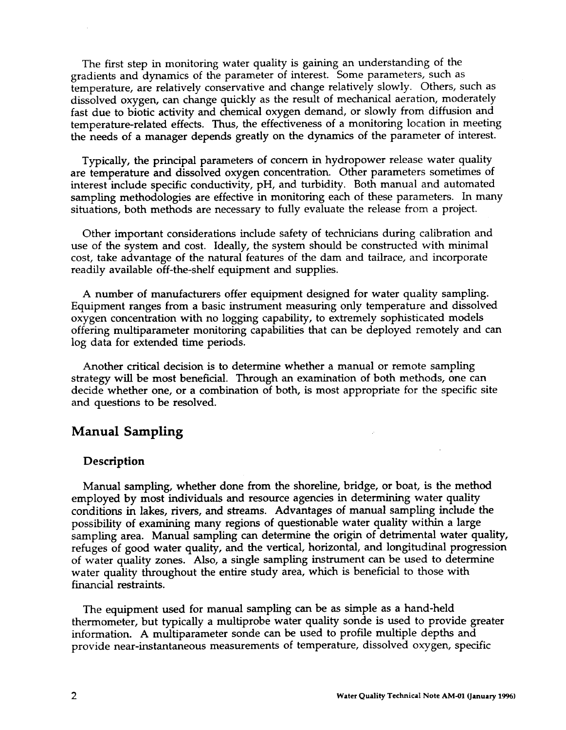The first step in monitoring water quality is gaining an understanding of the gradients and dynamics of the parameter of interest. Some parameters, such as temperature, are relatively conservative and change relatively slowly. Others, such as dissolved oxygen, can change quickly as the result of mechanical aeration, moderately fast due to biotic activity and chemical oxygen demand, or slowly from diffusion and temperature-related effects. Thus, the effectiveness of a monitoring location in meeting the needs of a manager depends greatly on the dynamics of the parameter of interest.

Typically, the principal parameters of concern in hydropower release water quality are temperature and dissolved oxygen concentration. Other parameters sometimes of interest include specific conductivity, pH, and turbidity. Both manual and automated sampling methodologies are effective in monitoring each of these parameters. In many situations, both methods are necessary to fully evaluate the release from a project.

Other important considerations include safety of technicians during calibration and use of the system and cost. Ideally, the system should be constructed with minimal cost, take advantage of the natural features of the dam and tailrace, and incorporate readily available off-the-shelf equipment and supplies.

A number of manufacturers offer equipment designed for water quality sampling. Equipment ranges from a basic instrument measuring only temperature and dissolved oxygen concentration with no logging capability, to extremely sophisticated models offering multiparameter monitoring capabilities that can be deployed remotely and can log data for extended time periods.

Another critical decision is to determine whether a manual or remote sampling strategy will be most beneficial. Through an examination of both methods, one can decide whether one, or a combination of both, is most appropriate for the specific site and questions to be resolved.

## Manual Sampling

### Description

Manual sampling, whether done from the shoreline, bridge, or boat, is the method employed by most individuals and resource agencies in determining water quality conditions in lakes, rivers, and streams. Advantages of manual sampling include the possibility of examining many regions of questionable water quality within a large sampling area. Manual sampling can determine the origin of detrimental water quality, refuges of good water quality, and the vertical, horizontal, and longitudinal progression of water quality zones. Also, a single sampling instrument can be used to determine water quality throughout the entire study area, which is beneficial to those with financial restraints.

The equipment used for manual sampling can be as simple as a hand-held thermometer, but typically a multiprobe water quality sonde is used to provide greater information. A multiparameter sonde can be used to profile multiple depths and provide near-instantaneous measurements of temperature, dissolved oxygen, specific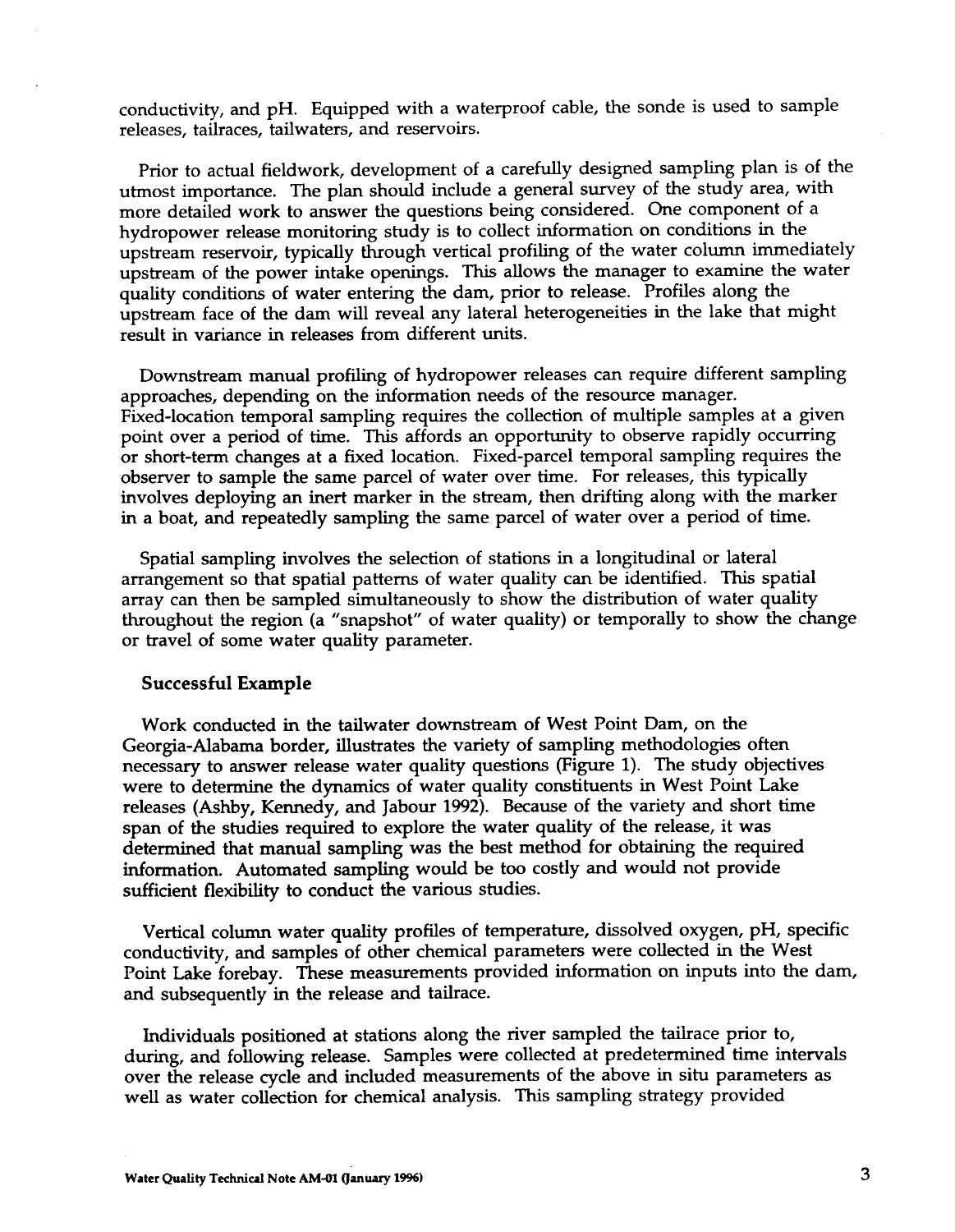conductivity, and pH. Equipped with a waterproof cable, the sonde is used to sample releases, tailraces, tailwaters, and reservoirs.

Prior to actual fieldwork, development of a carefully designed sampling plan is of the utmost importance. The plan should include a general survey of the study area, with more detailed work to answer the questions being considered. One component of a hydropower release monitoring study is to collect information on conditions in the upstream reservoir, typically through vertical profiling of the water column immediately upstream of the power intake openings. This allows the manager to examine the water quality conditions of water entering the dam, prior to release. Profiles along the upstream face of the dam will reveal any lateral heterogeneities in the lake that might result in variance in releases from different units.

Downstream manual profiling of hydropower releases can require different sampling approaches, depending on the information needs of the resource manager. Fixed-location temporal sampling requires the collection of multiple samples at a given point over a period of time. This affords an opportunity to observe rapidly occurring or short-term changes at a fixed location. Fixed-parcel temporal sampling requires the observer to sample the same parcel of water over time. For releases, this typically involves deploying an inert marker in the stream, then drifting along with the marker in a boat, and repeatedly sampling the same parcel of water over a period of time.

Spatial sampling involves the selection of stations in a longitudinal or lateral arrangement so that spatial patterns of water quality can be identified. This spatial array can then be sampled simultaneously to show the distribution of water quality throughout the region (a "snapshot" of water quality) or temporally to show the change or travel of some water quality parameter.

### Successful Example

Work conducted in the tailwater downstream of West Point Dam, on the Georgia-Alabama border, illustrates the variety of sampling methodologies often necessary to answer release water quality questions (Figure 1). The study objectives were to determine the dynamics of water quality constituents in West Point Lake releases (Ashby, Kennedy, and Jabour 1992). Because of the variety and short time span of the studies required to explore the water quality of the release, it was determined that manual sampling was the best method for obtaining the required information. Automated sampling would be too costly and would not provide sufficient flexibility to conduct the various studies.

Vertical column water quality profiles of temperature, dissolved oxygen, pH, specific conductivity, and samples of other chemical parameters were collected in the West Point Lake forebay. These measurements provided information on inputs into the dam, and subsequently in the release and tailrace.

Individuals positioned at stations along the river sampled the tailrace prior to, during, and following release. Samples were collected at predetermined time intervals over the release cycle and included measurements of the above in situ parameters as well as water collection for chemical analysis. This sampling strategy provided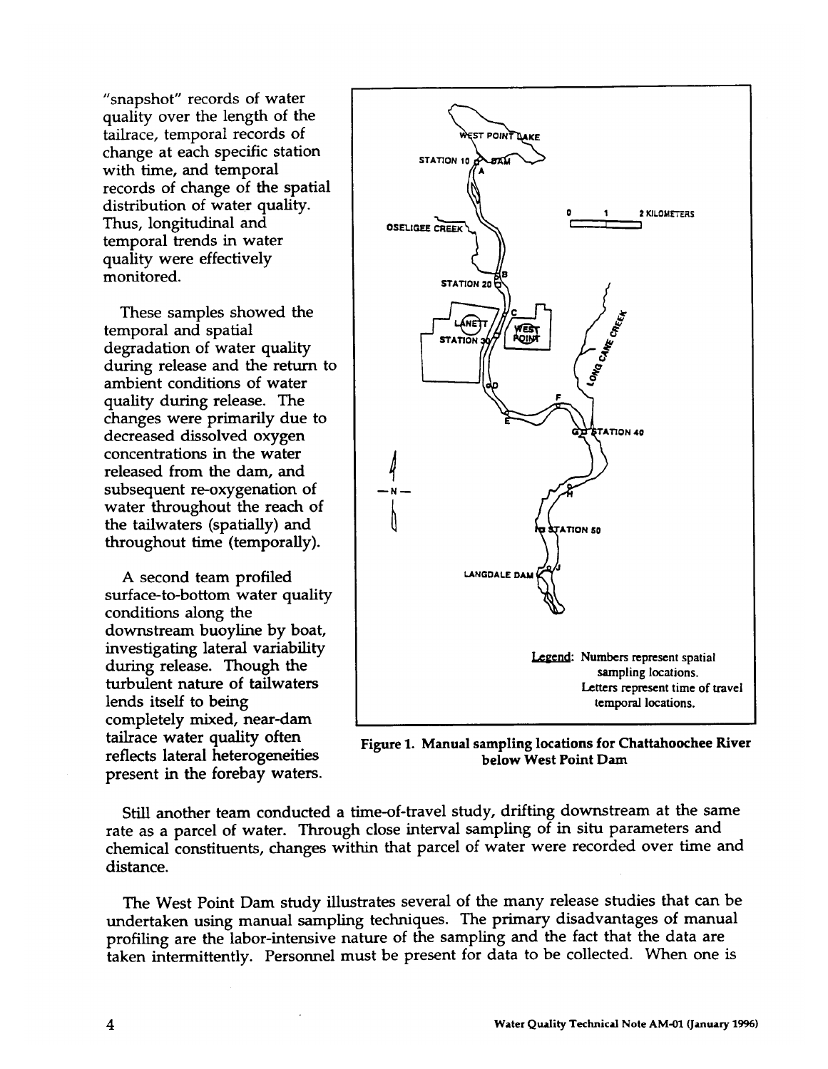"snapshot" records of water quality over the length of the tailrace, temporal records of change at each specific station with time, and temporal records of change of the spatial distribution of water quality. Thus, longitudinal and temporal trends in water quality were effectively monitored.

These samples showed the temporal and spatial degradation of water quality during release and the return to ambient conditions of water quality during release. The changes were primarily due to decreased dissolved oxygen concentrations in the water released from the dam, and subsequent re-oxygenation of water throughout the reach of the tailwaters (spatially) and throughout time (temporally).

A second team profiled surface-to-bottom water quality conditions along the downstream buoyline by boat, investigating lateral variability during release. Though the turbulent nature of tailwaters lends itself to being completely mixed, near-dam tailrace water quality often reflects lateral heterogeneities present in the forebay waters.

Legend: Numbers represent spatial sampling locations. Letters represent time of travel temporal locations.

**Figure 1. Manual sampling locations for Chattahoochee River below West Point Dam**

Still another team conducted a time-of-travel study, drifting downstream at the same rate as a parcel of water. Through close interval sampling of in situ parameters and chemical constituents, changes within that parcel of water were recorded over time and distance.

The West Point Dam study illustrates several of the many release studies that can be undertaken using manual sampling techniques. The primary disadvantages of manual profiling are the labor-intensive nature of the sampling and the fact that the data are taken intermittently. Personnel must be present for data to be collected. When one is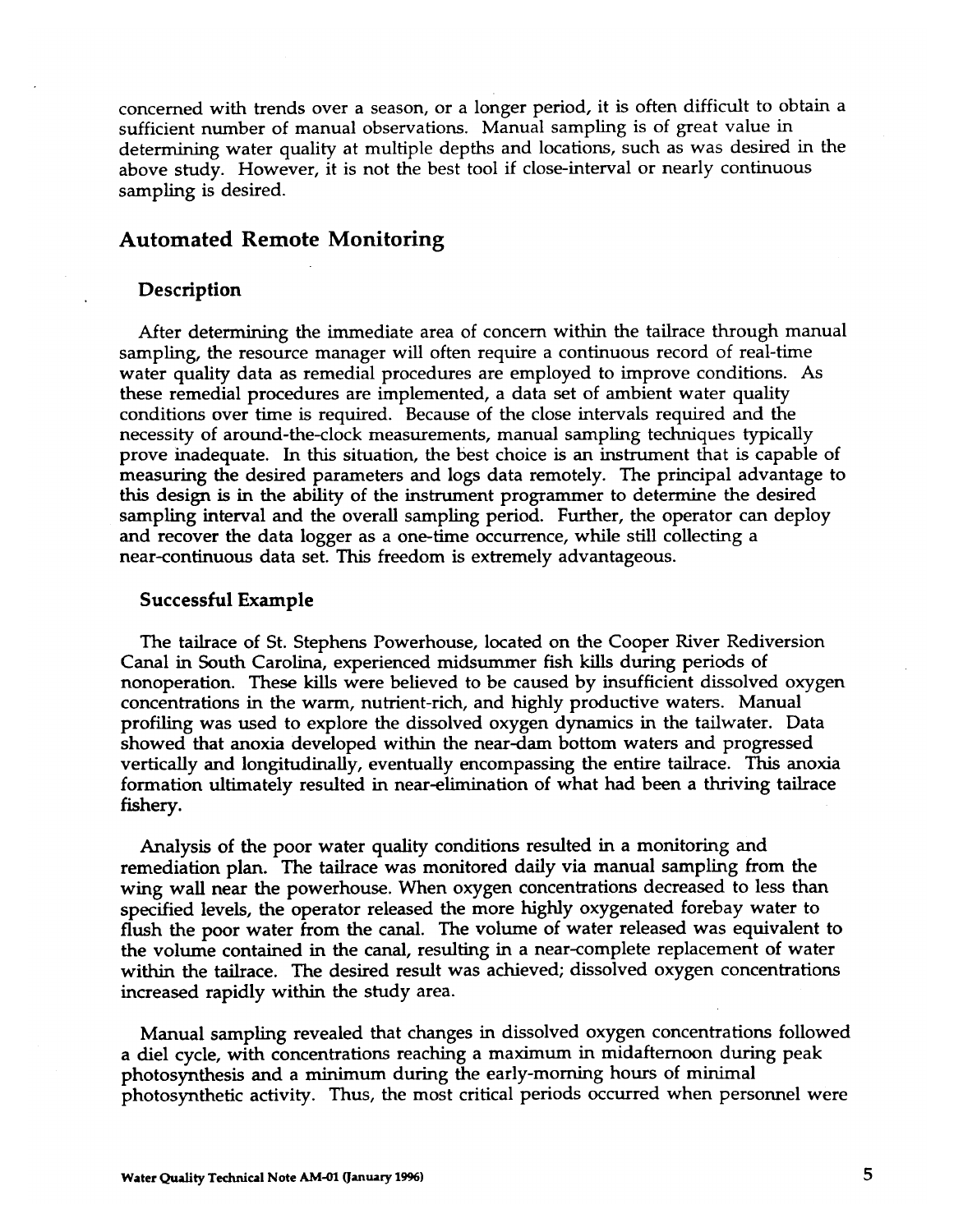concerned with trends over a season, or a longer period, it is often difficult to obtain a sufficient number of manual observations. Manual sampling is of great value in determining water quality at multiple depths and locations, such as was desired in the above study. However, it is not the best tool if close-interval or nearly continuous sampling is desired.

## Automated Remote Monitoring

### Description

After determining the immediate area of concern within the tailrace through manual sampling, the resource manager will often require a continuous record of real-time water quality data as remedial procedures are employed to improve conditions. As these remedial procedures are implemented, a data set of ambient water quality conditions over time is required. Because of the close intervals required and the necessity of around-the-clock measurements, manual sampling techniques typically prove inadequate. In this situation, the best choice is an instrument that is capable of measuring the desired parameters and logs data remotely. The principal advantage to this design is in the ability of the instrument programmer to determine the desired sampling interval and the overall sampling period. Further, the operator can deploy and recover the data logger as a one-time occurrence, while still collecting a near-continuous data set. This freedom is extremely advantageous.

### Successful Example

The tailrace of St. Stephens Powerhouse, located on the Cooper River Rediversion Canal in South Carolina, experienced midsummer fish kills during periods of nonoperation. These kills were believed to be caused by insufficient dissolved oxygen concentrations in the warm, nutrient-rich, and highly productive waters. Manual profiling was used to explore the dissolved oxygen dynamics in the tailwater. Data showed that anoxia developed within the near-dam bottom waters and progressed vertically and longitudinally, eventually encompassing the entire tailrace. This anoxia formation ultimately resulted in near-elimination of what had been a thriving tailrace fishery.

Analysis of the poor water quality conditions resulted in a monitoring and remediation plan. The tailrace was monitored daily via manual sampling from the wing wall near the powerhouse. When oxygen concentrations decreased to less than specified levels, the operator released the more highly oxygenated forebay water to flush the poor water from the canal. The volume of water released was equivalent to the volume contained in the canal, resulting in a near-complete replacement of water within the tailrace. The desired result was achieved; dissolved oxygen concentrations increased rapidly within the study area.

Manual sampling revealed that changes in dissolved oxygen concentrations followed a diel cycle, with concentrations reaching a maximum in midafternoon during peak photosynthesis and a minimum during the early-morning hours of minimal photosynthetic activity. Thus, the most critical periods occurred when personnel were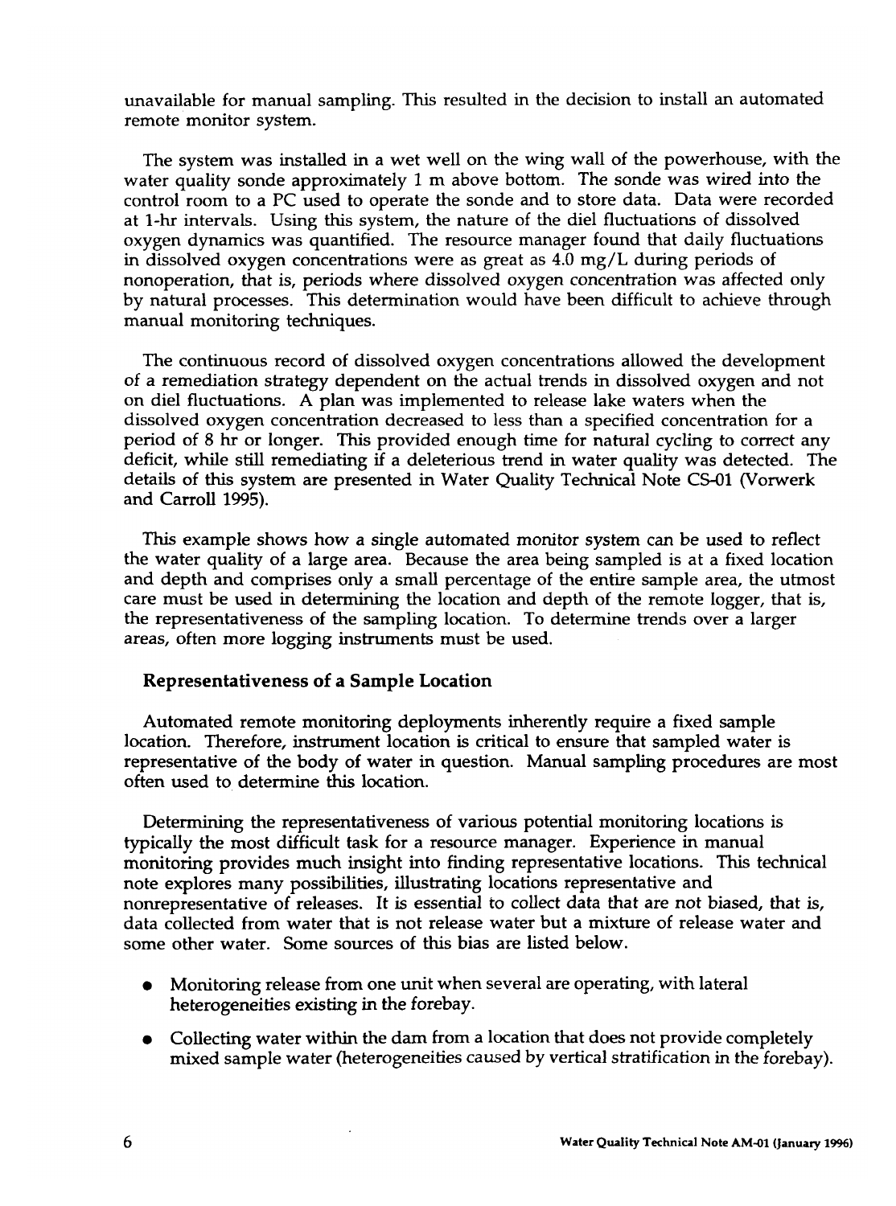unavailable for manual sampling. This resulted in the decision to install an automated remote monitor system.

The system was installed in a wet well on the wing wall of the powerhouse, with the water quality sonde approximately 1 m above bottom. The sonde was wired into the control room to a PC used to operate the sonde and to store data. Data were recorded at 1-hr intervals. Using this system, the nature of the diel fluctuations of dissolved oxygen dynamics was quantified. The resource manager found that daily fluctuations in dissolved oxygen concentrations were as great as 4.0 mg/L during periods of nonoperation, that is, periods where dissolved oxygen concentration was affected only by natural processes. This determination would have been difficult to achieve through manual monitoring techniques.

The continuous record of dissolved oxygen concentrations allowed the development of a remediation strategy dependent on the actual trends in dissolved oxygen and not on diel fluctuations. A plan was implemented to release lake waters when the dissolved oxygen concentration decreased to less than a specified concentration for a period of 8 hr or longer. This provided enough time for natural cycling to correct any deficit, while still remediating if a deleterious trend in water quality was detected. The details of this system are presented in Water Quality Technical Note CS-01 (Vorwerk and Carroll 1995).

This example shows how a single automated monitor system can be used to reflect the water quality of a large area. Because the area being sampled is at a fixed location and depth and comprises only a small percentage of the entire sample area, the utmost care must be used in determining the location and depth of the remote logger, that is, the representativeness of the sampling location. To determine trends over a larger areas, often more logging instruments must be used.

### Representativeness of a Sample Location

Automated remote monitoring deployments inherently require a fixed sample location. Therefore, instrument location is critical to ensure that sampled water is representative of the body of water in question. Manual sampling procedures are most often used to determine this location.

Determining the representativeness of various potential monitoring locations is typically the most difficult task for a resource manager. Experience in manual monitoring provides much insight into finding representative locations. This technical note explores many possibilities, illustrating locations representative and nonrepresentative of releases. It is essential to collect data that are not biased, that is, data collected from water that is not release water but a mixture of release water and some other water. Some sources of this bias are listed below.

- Monitoring release from one unit when several are operating, with lateral heterogeneities existing in the forebay.
- Collecting water within the dam from a location that does not provide completely mixed sample water (heterogeneities caused by vertical stratification in the forebay).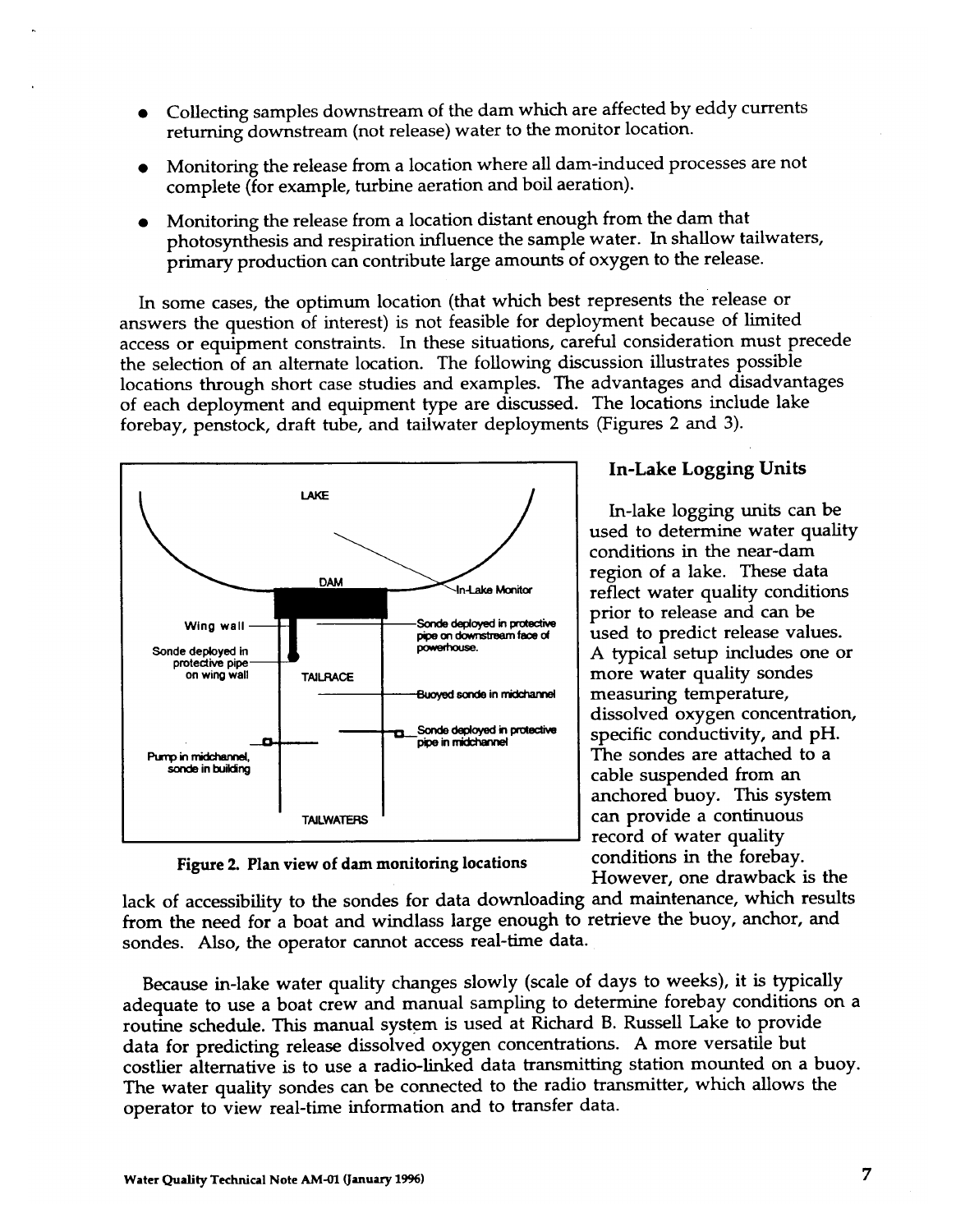- Collecting samples downstream of the dam which are affected by eddy currents returning downstream (not release) water to the monitor location.
- Monitoring the release from a location where all dam-induced processes are not complete (for example, turbine aeration and boil aeration).
- Monitoring the release from a location distant enough from the dam that photosynthesis and respiration influence the sample water. In shallow tailwaters, primary production can contribute large amounts of oxygen to the release.

In some cases, the optimum location (that which best represents the release or answers the question of interest) is not feasible for deployment because of limited access or equipment constraints. In these situations, careful consideration must precede the selection of an alternate location. The following discussion illustrates possible locations through short case studies and examples. The advantages and disadvantages of each deployment and equipment type are discussed. The locations include lake forebay, penstock, draft tube, and tailwater deployments (Figures 2 and 3).

Figure 2. Plan view of dam monitoring locations

### In-Lake Logging Units

In-lake logging units can be used to determine water quality conditions in the near-dam region of a lake. These data reflect water quality conditions prior to release and can be used to predict release values. A typical setup includes one or more water quality sondes measuring temperature, dissolved oxygen concentration, specific conductivity, and pH. The sondes are attached to a cable suspended from an anchored buoy. This system can provide a continuous record of water quality conditions in the forebay. However, one drawback is the lack of accessibility to the sondes for data downloading and maintenance, which results from the need for a boat and windlass large enough to retrieve the buoy, anchor, and sondes. Also, the operator cannot access real-time data.

Because in-lake water quality changes slowly (scale of days to weeks), it is typically adequate to use a boat crew and manual sampling to determine forebay conditions on a routine schedule. This manual system is used at Richard B. Russell Lake to provide data for predicting release dissolved oxygen concentrations. A more versatile but costlier alternative is to use a radio-linked data transmitting station mounted on a buoy. The water quality sondes can be connected to the radio transmitter, which allows the operator to view real-time information and to transfer data.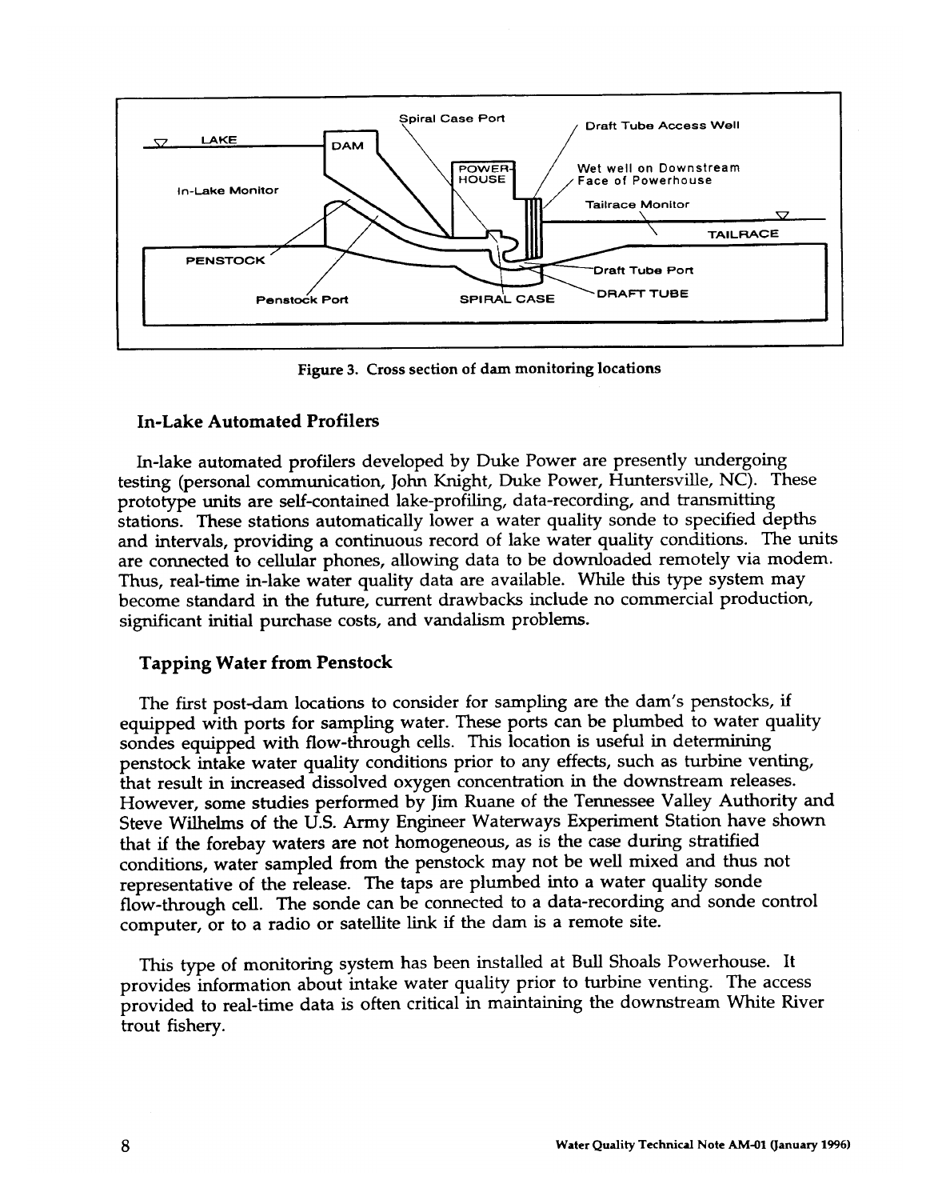Figure 3. Cross section of dam monitoring locations

## In-Lake Automated Profilers

In-lake automated profilers developed by Duke Power are presently undergoing testing (personal communication, John Knight, Duke Power, Huntersville, NC). These prototype units are self-contained lake-profiling, data-recording, and transmitting stations. These stations automatically lower a water quality sonde to specified depths and intervals, providing a continuous record of lake water quality conditions. The units are connected to cellular phones, allowing data to be downloaded remotely via modem. Thus, real-time in-lake water quality data are available. While this type system may become standard in the future, current drawbacks include no commercial production, significant initial purchase costs, and vandalism problems.

## Tapping Water from Penstock

The first post-dam locations to consider for sampling are the dam's penstocks, if equipped with ports for sampling water. These ports can be plumbed to water quality sondes equipped with flow-through cells. This location is useful in determining penstock intake water quality conditions prior to any effects, such as turbine venting, that result in increased dissolved oxygen concentration in the downstream releases. However, some studies performed by Jim Ruane of the Tennessee Valley Authority and Steve Wilhelms of the U.S. Army Engineer Waterways Experiment Station have shown that if the forebay waters are not homogeneous, as is the case during stratified conditions, water sampled from the penstock may not be well mixed and thus not representative of the release. The taps are plumbed into a water quality sonde flow-through cell. The sonde can be connected to a data-recording and sonde control computer, or to a radio or satellite link if the dam is a remote site.

This type of monitoring system has been installed at Bull Shoals Powerhouse. It provides information about intake water quality prior to turbine venting. The access provided to real-time data is often critical in maintaining the downstream White River trout fishery.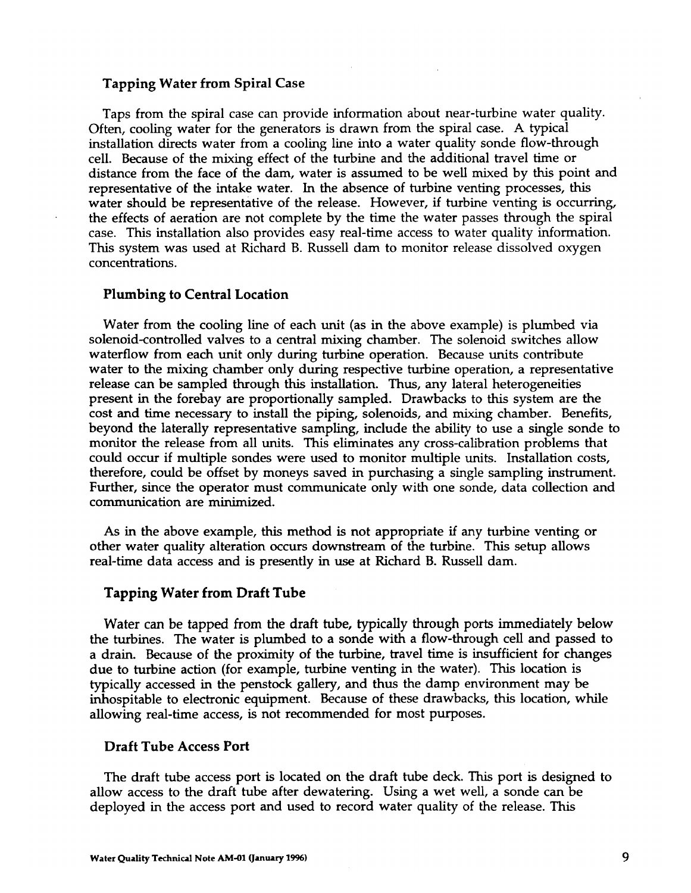### Tapping Water from Spiral Case

Taps from the spiral case can provide information about near-turbine water quality. Often, cooling water for the generators is drawn from the spiral case. A typical installation directs water from a cooling line into a water quality sonde flow-through cell. Because of the mixing effect of the turbine and the additional travel time or distance from the face of the dam, water is assumed to be well mixed by this point and representative of the intake water. In the absence of turbine venting processes, this water should be representative of the release. However, if turbine venting is occurring, the effects of aeration are not complete by the time the water passes through the spiral case. This installation also provides easy real-time access to water quality information. This system was used at Richard B. Russell dam to monitor release dissolved oxygen concentrations.

### Plumbing to Central Location

Water from the cooling line of each unit (as in the above example) is plumbed via solenoid-controlled valves to a central mixing chamber. The solenoid switches allow waterflow from each unit only during turbine operation. Because units contribute water to the mixing chamber only during respective turbine operation, a representative release can be sampled through this installation. Thus, any lateral heterogeneities present in the forebay are proportionally sampled. Drawbacks to this system are the cost and time necessary to install the piping, solenoids, and mixing chamber. Benefits, beyond the laterally representative sampling, include the ability to use a single sonde to monitor the release from all units. This eliminates any cross-calibration problems that could occur if multiple sondes were used to monitor multiple units. Installation costs, therefore, could be offset by moneys saved in purchasing a single sampling instrument. Further, since the operator must communicate only with one sonde, data collection and communication are minimized.

As in the above example, this method is not appropriate if any turbine venting or other water quality alteration occurs downstream of the turbine. This setup allows real-time data access and is presently in use at Richard B. Russell dam.

### Tapping Water from Draft Tube

Water can be tapped from the draft tube, typically through ports immediately below the turbines. The water is plumbed to a sonde with a flow-through cell and passed to a drain. Because of the proximity of the turbine, travel time is insufficient for changes due to turbine action (for example, turbine venting in the water). This location is typically accessed in the penstock gallery, and thus the damp environment may be inhospitable to electronic equipment. Because of these drawbacks, this location, while allowing real-time access, is not recommended for most purposes.

### Draft Tube Access Port

The draft tube access port is located on the draft tube deck. This port is designed to allow access to the draft tube after dewatering. Using a wet well, a sonde can be deployed in the access port and used to record water quality of the release. This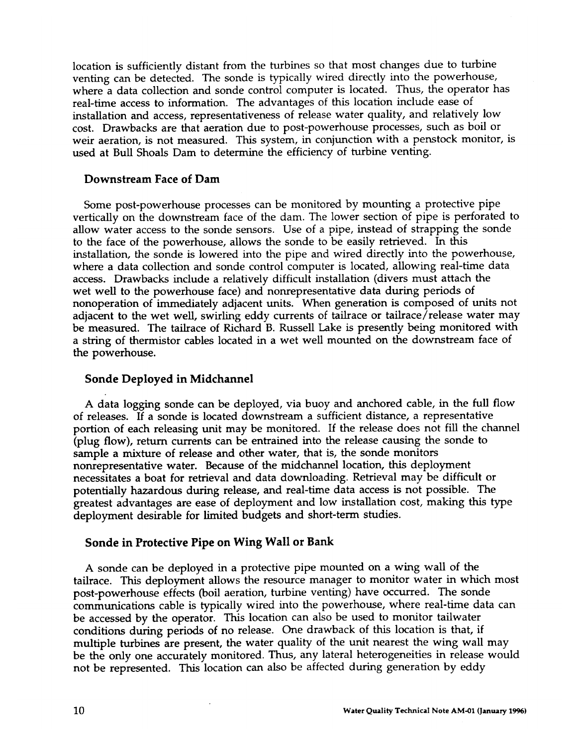location is sufficiently distant from the turbines so that most changes due to turbine venting can be detected. The sonde is typically wired directly into the powerhouse, where a data collection and sonde control computer is located. Thus, the operator has real-time access to information. The advantages of this location include ease of installation and access, representativeness of release water quality, and relatively low cost. Drawbacks are that aeration due to post-powerhouse processes, such as boil or weir aeration, is not measured. This system, in conjunction with a penstock monitor, is used at Bull Shoals Dam to determine the efficiency of turbine venting.

### Downstream Face of Dam

Some post-powerhouse processes can be monitored by mounting a protective pipe vertically on the downstream face of the dam. The lower section of pipe is perforated to allow water access to the sonde sensors. Use of a pipe, instead of strapping the sonde to the face of the powerhouse, allows the sonde to be easily retrieved. In this installation, the sonde is lowered into the pipe and wired directly into the powerhouse, where a data collection and sonde control computer is located, allowing real-time data access. Drawbacks include a relatively difficult installation (divers must attach the wet well to the powerhouse face) and nonrepresentative data during periods of nonoperation of immediately adjacent units. When generation is composed of units not adjacent to the wet well, swirling eddy currents of tailrace or tailrace/release water may be measured. The tailrace of Richard B. Russell Lake is presently being monitored with a string of thermistor cables located in a wet well mounted on the downstream face of the powerhouse.

### Sonde Deployed in Midchannel

A data logging sonde can be deployed, via buoy and anchored cable, in the full flow of releases. If a sonde is located downstream a sufficient distance, a representative portion of each releasing unit may be monitored. If the release does not fill the channel (plug flow), return currents can be entrained into the release causing the sonde to sample a mixture of release and other water, that is, the sonde monitors nonrepresentative water. Because of the midchannel location, this deployment necessitates a boat for retrieval and data downloading. Retrieval may be difficult or potentially hazardous during release, and real-time data access is not possible. The greatest advantages are ease of deployment and low installation cost, making this type deployment desirable for limited budgets and short-term studies.

### Sonde in Protective Pipe on Wing Wall or Bank

A sonde can be deployed in a protective pipe mounted on a wing wall of the tailrace. This deployment allows the resource manager to monitor water in which most post-powerhouse effects (boil aeration, turbine venting) have occurred. The sonde communications cable is typically wired into the powerhouse, where real-time data can be accessed by the operator. This location can also be used to monitor tailwater conditions during periods of no release. One drawback of this location is that, if multiple turbines are present, the water quality of the unit nearest the wing wall may be the only one accurately monitored. Thus, any lateral heterogeneities in release would not be represented. This location can also be affected during generation by eddy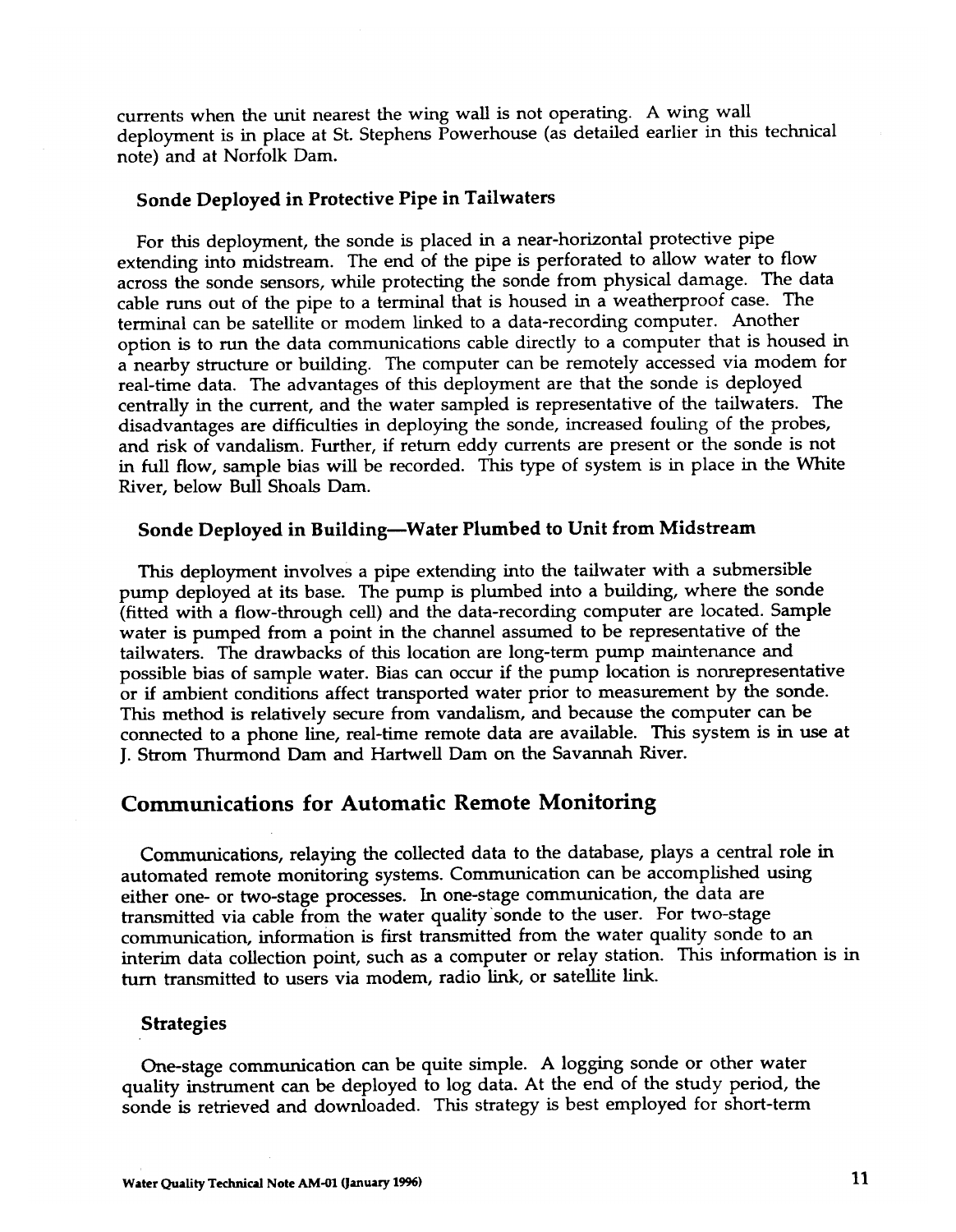currents when the unit nearest the wing wall is not operating. A wing wall deployment is in place at St. Stephens Powerhouse (as detailed earlier in this technical note) and at Norfolk Dam.

### Sonde Deployed in Protective Pipe in Tailwaters

For this deployment, the sonde is placed in a near-horizontal protective pipe extending into midstream. The end of the pipe is perforated to allow water to flow across the sonde sensors, while protecting the sonde from physical damage. The data cable runs out of the pipe to a terminal that is housed in a weatherproof case. The terminal can be satellite or modem linked to a data-recording computer. Another option is to run the data communications cable directly to a computer that is housed in a nearby structure or building. The computer can be remotely accessed via modem for real-time data. The advantages of this deployment are that the sonde is deployed centrally in the current, and the water sampled is representative of the tailwaters. The disadvantages are difficulties in deploying the sonde, increased fouling of the probes, and risk of vandalism. Further, if return eddy currents are present or the sonde is not in full flow, sample bias will be recorded. This type of system is in place in the White River, below Bull Shoals Dam.

### Sonde Deployed in Building—Water Plumbed to Unit from Midstream

This deployment involves a pipe extending into the tailwater with a submersible pump deployed at its base. The pump is plumbed into a building, where the sonde (fitted with a flow-through cell) and the data-recording computer are located. Sample water is pumped from a point in the channel assumed to be representative of the tailwaters. The drawbacks of this location are long-term pump maintenance and possible bias of sample water. Bias can occur if the pump location is nonrepresentative or if ambient conditions affect transported water prior to measurement by the sonde. This method is relatively secure from vandalism, and because the computer can be connected to a phone line, real-time remote data are available. This system is in use at J. Strom Thurmond Dam and Hartwell Dam on the Savannah River.

## Communications for Automatic Remote Monitoring

Communications, relaying the collected data to the database, plays a central role in automated remote monitoring systems. Communication can be accomplished using either one- or two-stage processes. In one-stage communication, the data are transmitted via cable from the water quality sonde to the user. For two-stage communication, information is first transmitted from the water quality sonde to an interim data collection point, such as a computer or relay station. This information is in turn transmitted to users via modem, radio link, or satellite link.

### Strategies

One-stage communication can be quite simple. A logging sonde or other water quality instrument can be deployed to log data. At the end of the study period, the sonde is retrieved and downloaded. This strategy is best employed for short-term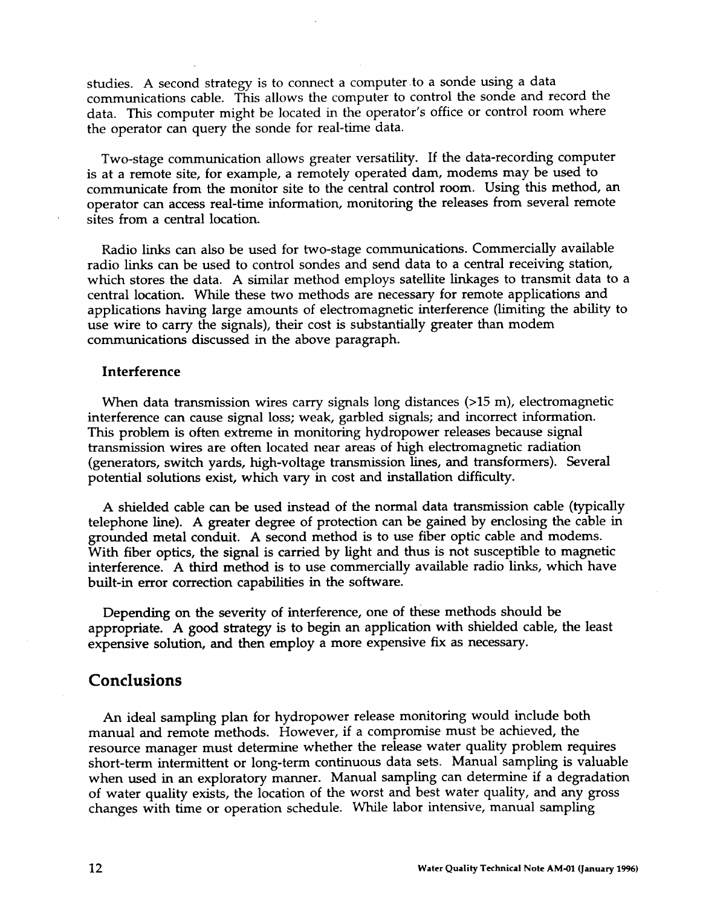studies. A second strategy is to connect a computer to a sonde using a data communications cable. This allows the computer to control the sonde and record the data. This computer might be located in the operator's office or control room where the operator can query the sonde for real-time data.

Two-stage communication allows greater versatility. If the data-recording computer is at a remote site, for example, a remotely operated dam, modems may be used to communicate from the monitor site to the central control room. Using this method, an operator can access real-time information, monitoring the releases from several remote sites from a central location.

Radio links can also be used for two-stage communications. Commercially available radio links can be used to control sondes and send data to a central receiving station, which stores the data. A similar method employs satellite linkages to transmit data to a central location. While these two methods are necessary for remote applications and applications having large amounts of electromagnetic interference (limiting the ability to use wire to carry the signals), their cost is substantially greater than modem communications discussed in the above paragraph.

### Interference

When data transmission wires carry signals long distances (>15 m), electromagnetic interference can cause signal loss; weak, garbled signals; and incorrect information. This problem is often extreme in monitoring hydropower releases because signal transmission wires are often located near areas of high electromagnetic radiation (generators, switch yards, high-voltage transmission lines, and transformers). Several potential solutions exist, which vary in cost and installation difficulty.

A shielded cable can be used instead of the normal data transmission cable (typically telephone line). A greater degree of protection can be gained by enclosing the cable in grounded metal conduit. A second method is to use fiber optic cable and modems. With fiber optics, the signal is carried by light and thus is not susceptible to magnetic interference. A third method is to use commercially available radio links, which have built-in error correction capabilities in the software.

Depending on the severity of interference, one of these methods should be appropriate. A good strategy is to begin an application with shielded cable, the least expensive solution, and then employ a more expensive fix as necessary.

## Conclusions

An ideal sampling plan for hydropower release monitoring would include both manual and remote methods. However, if a compromise must be achieved, the resource manager must determine whether the release water quality problem requires short-term intermittent or long-term continuous data sets. Manual sampling is valuable when used in an exploratory manner. Manual sampling can determine if a degradation of water quality exists, the location of the worst and best water quality, and any gross changes with time or operation schedule. While labor intensive, manual sampling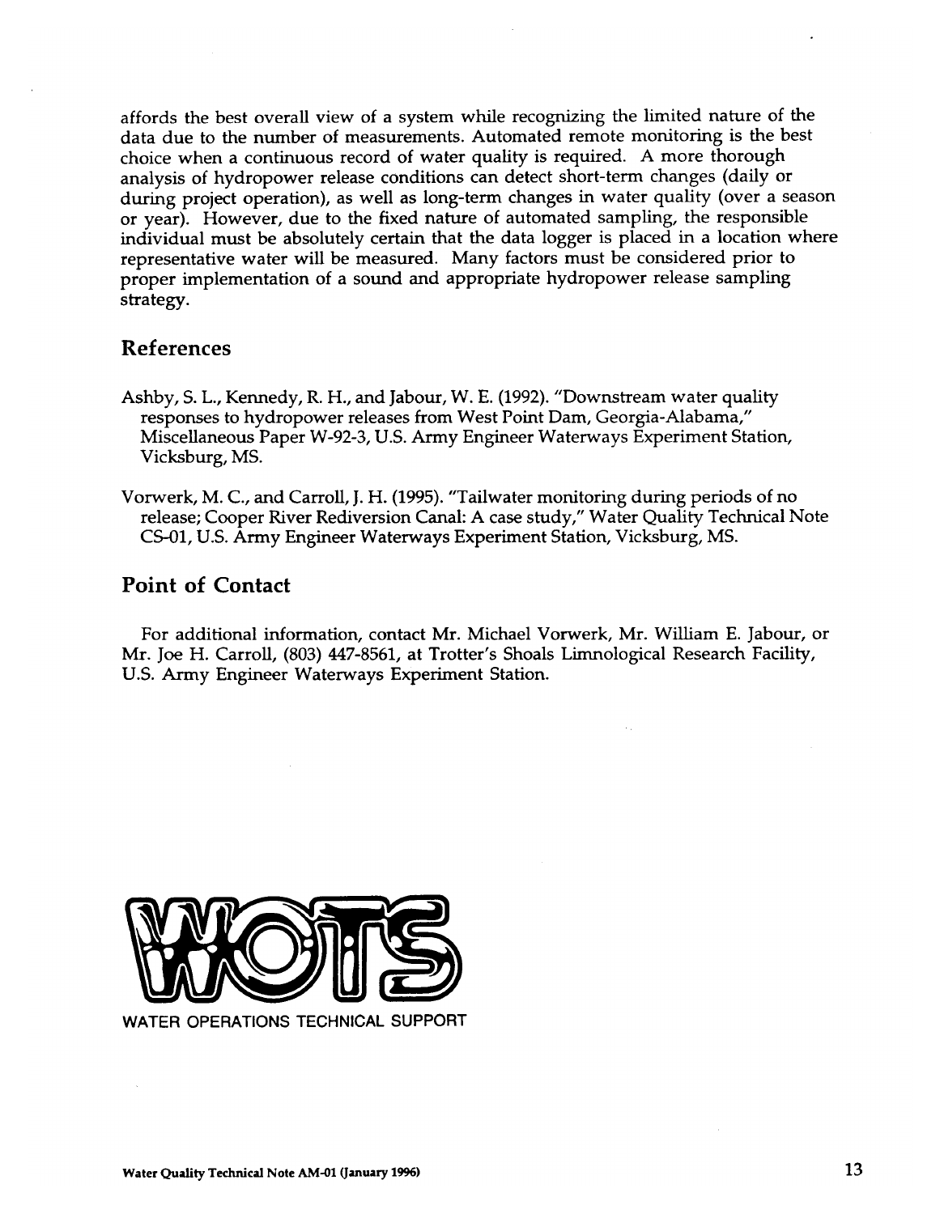affords the best overall view of a system while recognizing the limited nature of the data due to the number of measurements. Automated remote monitoring is the best choice when a continuous record of water quality is required. A more thorough analysis of hydropower release conditions can detect short-term changes (daily or during project operation), as well as long-term changes in water quality (over a season or year). However, due to the fixed nature of automated sampling, the responsible individual must be absolutely certain that the data logger is placed in a location where representative water will be measured. Many factors must be considered prior to proper implementation of a sound and appropriate hydropower release sampling strategy.

## References

Ashby, S. L., Kennedy, R. H., and Jabour, W. E. (1992). "Downstream water quality responses to hydropower releases from West Point Dam, Georgia-Alabama," Miscellaneous Paper W-92-3, U.S. Army Engineer Waterways Experiment Station, Vicksburg, MS.

Vorwerk, M. C., and Carroll, J. H. (1995). "Tailwater monitoring during periods of no release; Cooper River Rediversion Canal: A case study," Water Quality Technical Note CS-01, U.S. Army Engineer Waterways Experiment Station, Vicksburg, MS.

## Point of Contact

For additional information, contact Mr. Michael Vorwerk, Mr. William E. Jabour, or Mr. Joe H. Carroll, (803) 447-8561, at Trotter's Shoals Limnological Research Facility, U.S. Army Engineer Waterways Experiment Station.

WOTS

WATER OPERATIONS TECHNICAL SUPPORT